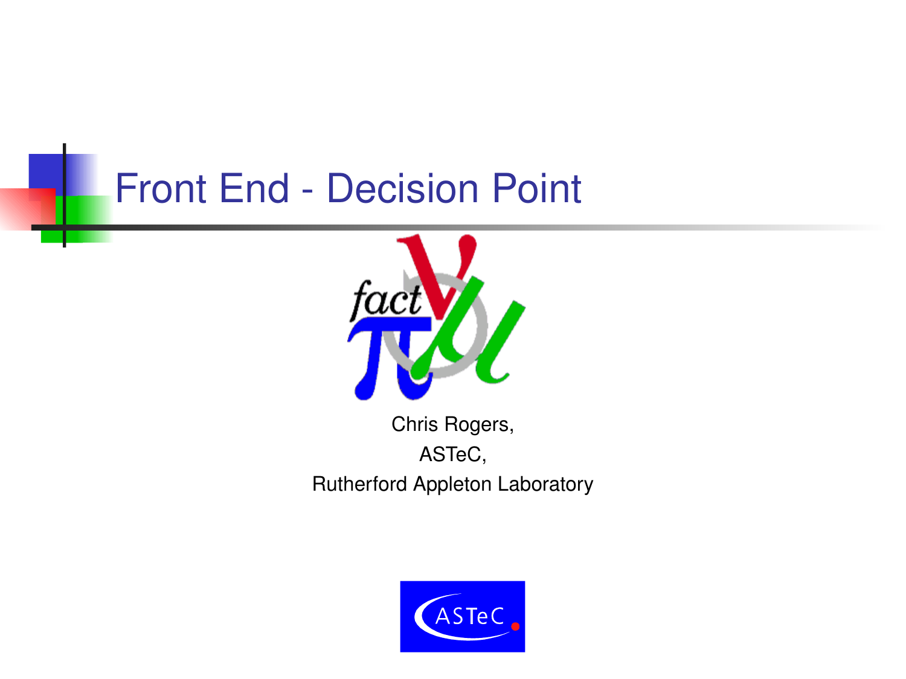# Front End - Decision Point

Chris Rogers,

ASTeC,

Rutherford Appleton Laboratory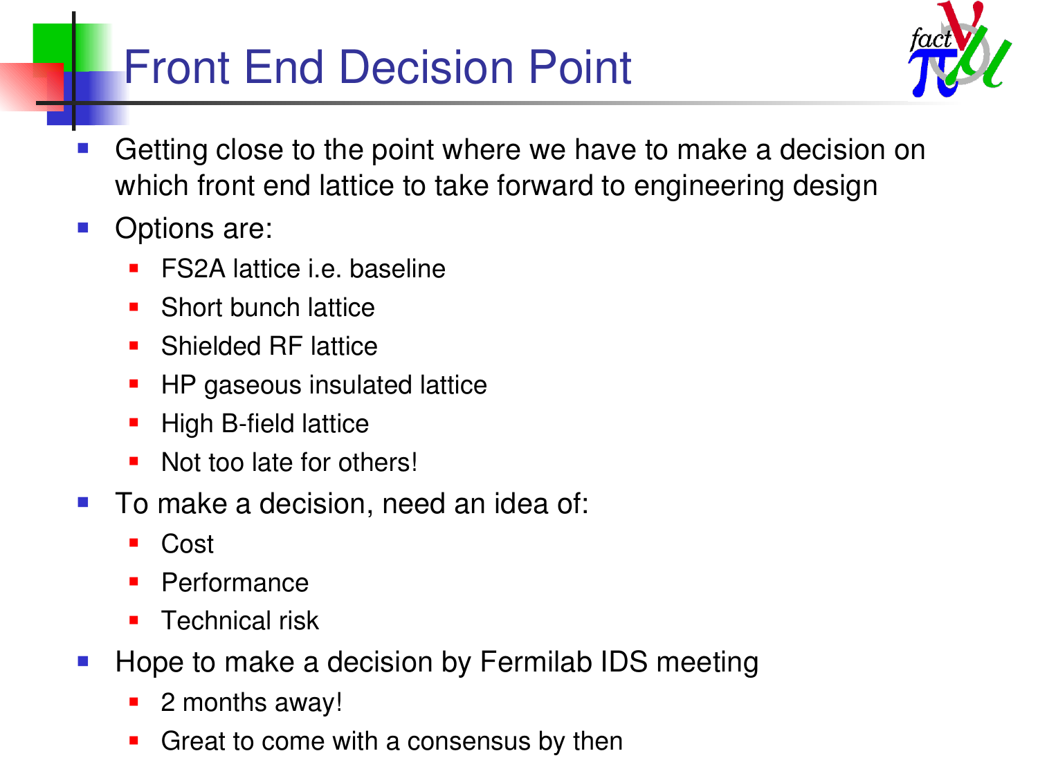# Front End Decision Point

- Getting close to the point where we have to make a decision on which front end lattice to take forward to engineering design
- Options are:
  - FS2A lattice i.e. baseline
  - Short bunch lattice
  - Shielded RF lattice
  - HP gaseous insulated lattice
  - High B-field lattice
  - Not too late for others!
- To make a decision, need an idea of:
  - Cost
  - Performance
  - Technical risk
- Hope to make a decision by Fermilab IDS meeting
  - 2 months away!
  - Great to come with a consensus by then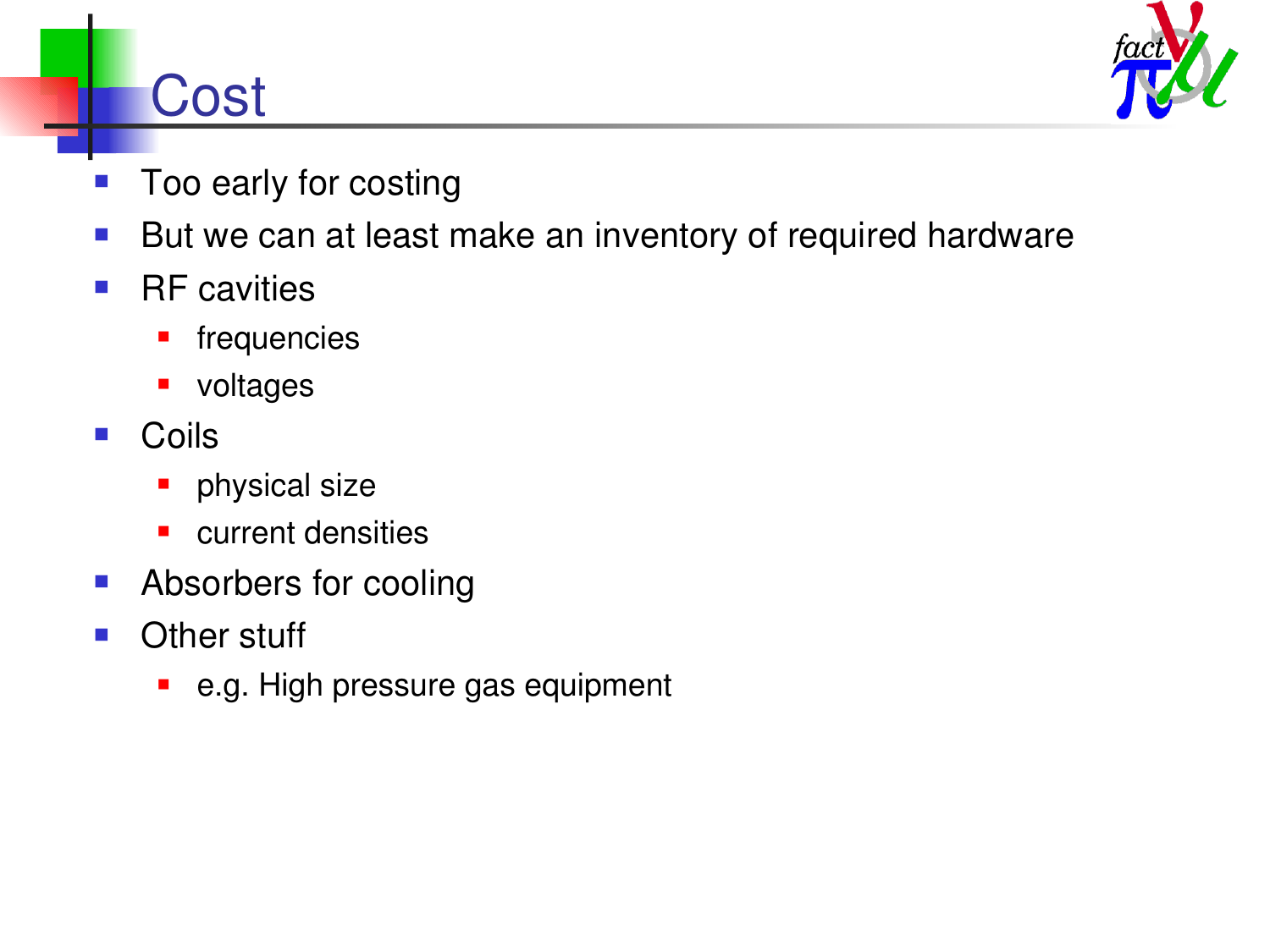# Cost

- Too early for costing
- But we can at least make an inventory of required hardware
- RF cavities
  - frequencies
  - voltages
- Coils
  - physical size
  - current densities
- Absorbers for cooling
- Other stuff
  - e.g. High pressure gas equipment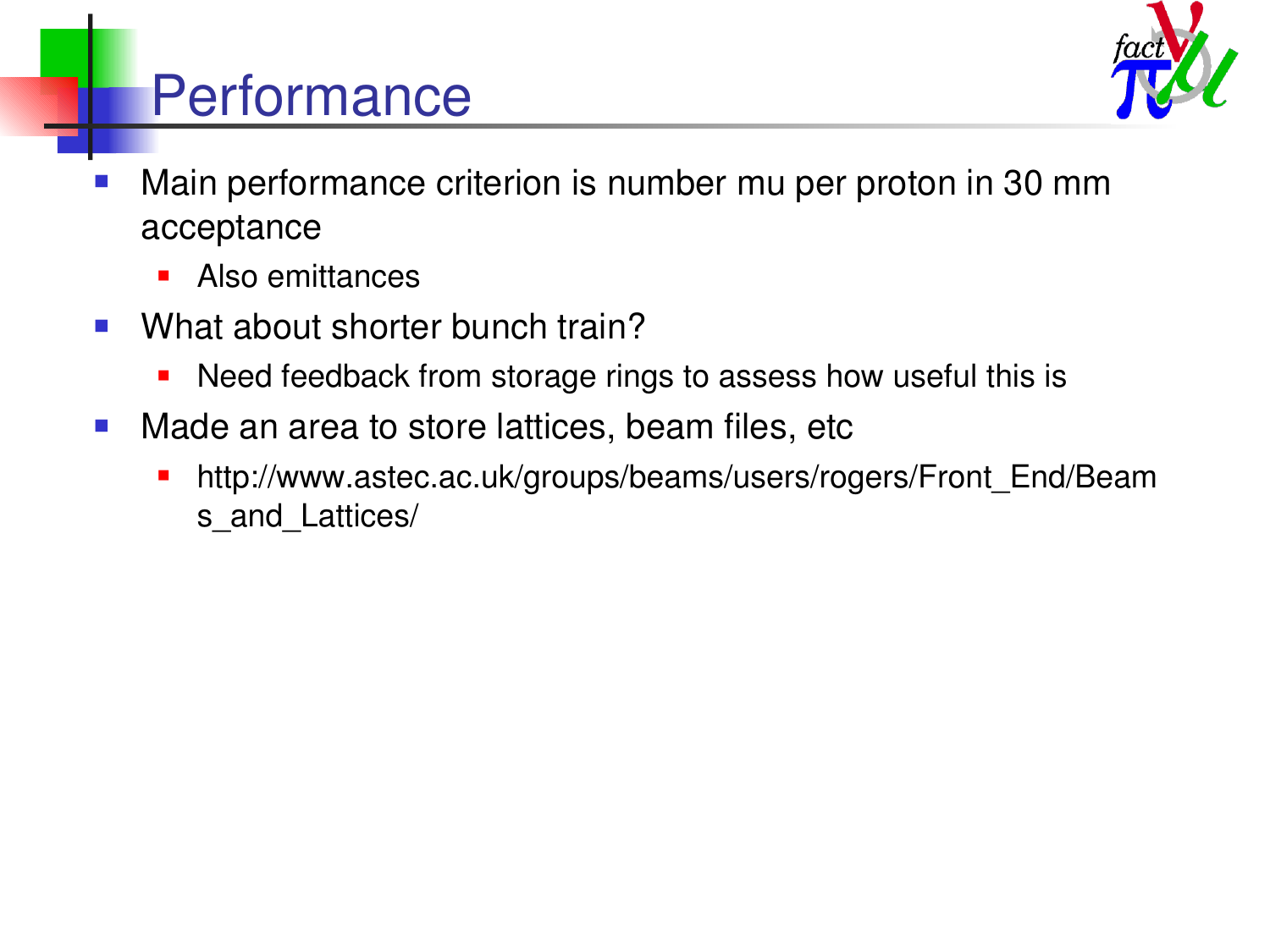# Performance

- Main performance criterion is number mu per proton in 30 mm acceptance
  - Also emittances
- What about shorter bunch train?
  - Need feedback from storage rings to assess how useful this is
- Made an area to store lattices, beam files, etc
  - http://www.astec.ac.uk/groups/beams/users/rogers/Front_End/Beams_and_Lattices/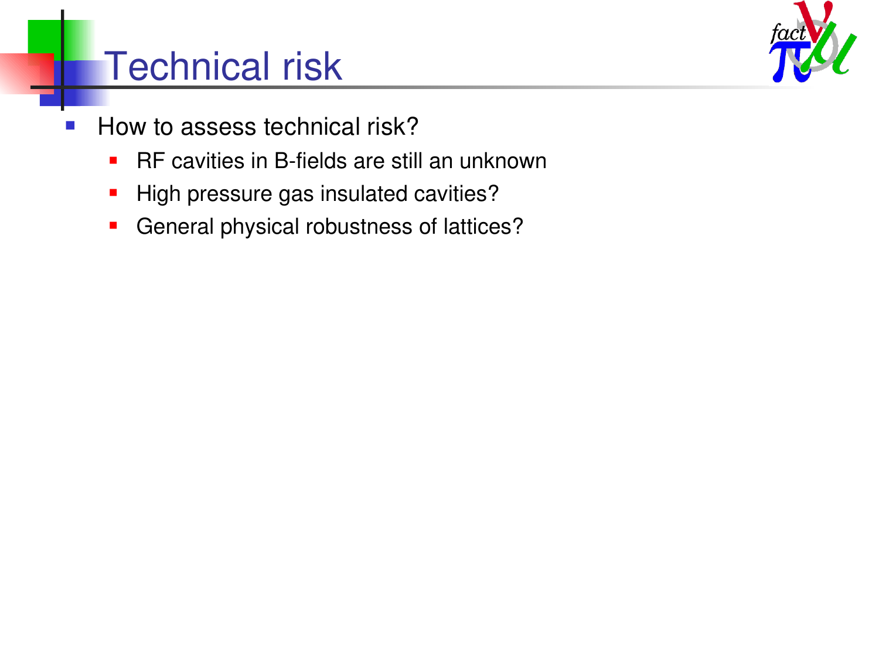# Technical risk

- How to assess technical risk?
  - RF cavities in B-fields are still an unknown
  - High pressure gas insulated cavities?
  - General physical robustness of lattices?